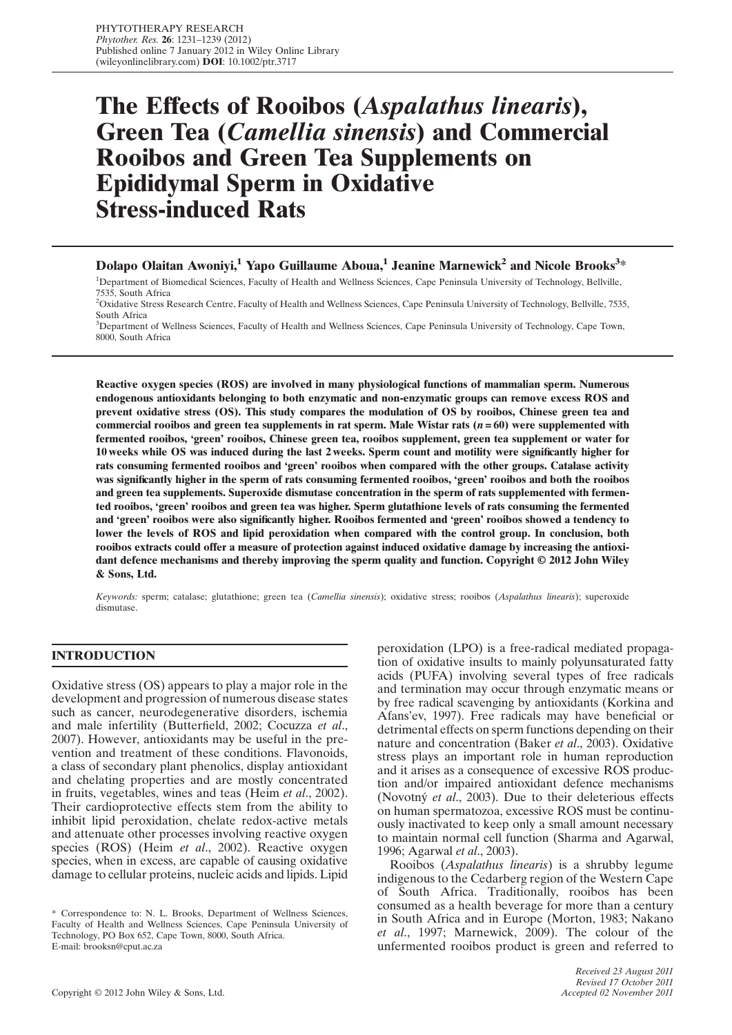# The Effects of Rooibos (*Aspalathus linearis*), Green Tea (*Camellia sinensis*) and Commercial Rooibos and Green Tea Supplements on Epididymal Sperm in Oxidative Stress-induced Rats

**Dolapo Olaitan Awoniyi,[1] Yapo Guillaume Aboua,[1] Jeanine Marnewick[2] and Nicole Brooks[3]***

[1]Department of Biomedical Sciences, Faculty of Health and Wellness Sciences, Cape Peninsula University of Technology, Bellville, 7535, South Africa

[2]Oxidative Stress Research Centre, Faculty of Health and Wellness Sciences, Cape Peninsula University of Technology, Bellville, 7535, South Africa

[3]Department of Wellness Sciences, Faculty of Health and Wellness Sciences, Cape Peninsula University of Technology, Cape Town, 8000, South Africa

**Reactive oxygen species (ROS) are involved in many physiological functions of mammalian sperm. Numerous endogenous antioxidants belonging to both enzymatic and non-enzymatic groups can remove excess ROS and prevent oxidative stress (OS). This study compares the modulation of OS by rooibos, Chinese green tea and commercial rooibos and green tea supplements in rat sperm. Male Wistar rats (*n* = 60) were supplemented with fermented rooibos, 'green' rooibos, Chinese green tea, rooibos supplement, green tea supplement or water for 10 weeks while OS was induced during the last 2 weeks. Sperm count and motility were significantly higher for rats consuming fermented rooibos and 'green' rooibos when compared with the other groups. Catalase activity was significantly higher in the sperm of rats consuming fermented rooibos, 'green' rooibos and both the rooibos and green tea supplements. Superoxide dismutase concentration in the sperm of rats supplemented with fermented rooibos, 'green' rooibos and green tea was higher. Sperm glutathione levels of rats consuming the fermented and 'green' rooibos were also significantly higher. Rooibos fermented and 'green' rooibos showed a tendency to lower the levels of ROS and lipid peroxidation when compared with the control group. In conclusion, both rooibos extracts could offer a measure of protection against induced oxidative damage by increasing the antioxidant defence mechanisms and thereby improving the sperm quality and function. Copyright © 2012 John Wiley & Sons, Ltd.**

*Keywords:* sperm; catalase; glutathione; green tea (*Camellia sinensis*); oxidative stress; rooibos (*Aspalathus linearis*); superoxide dismutase.

## INTRODUCTION

Oxidative stress (OS) appears to play a major role in the development and progression of numerous disease states such as cancer, neurodegenerative disorders, ischemia and male infertility (Butterfield, 2002; Cocuzza *et al*., 2007). However, antioxidants may be useful in the prevention and treatment of these conditions. Flavonoids, a class of secondary plant phenolics, display antioxidant and chelating properties and are mostly concentrated in fruits, vegetables, wines and teas (Heim *et al*., 2002). Their cardioprotective effects stem from the ability to inhibit lipid peroxidation, chelate redox-active metals and attenuate other processes involving reactive oxygen species (ROS) (Heim *et al*., 2002). Reactive oxygen species, when in excess, are capable of causing oxidative damage to cellular proteins, nucleic acids and lipids. Lipid peroxidation (LPO) is a free-radical mediated propagation of oxidative insults to mainly polyunsaturated fatty acids (PUFA) involving several types of free radicals and termination may occur through enzymatic means or by free radical scavenging by antioxidants (Korkina and Afans'ev, 1997). Free radicals may have beneficial or detrimental effects on sperm functions depending on their nature and concentration (Baker *et al*., 2003). Oxidative stress plays an important role in human reproduction and it arises as a consequence of excessive ROS production and/or impaired antioxidant defence mechanisms (Novotný *et al*., 2003). Due to their deleterious effects on human spermatozoa, excessive ROS must be continuously inactivated to keep only a small amount necessary to maintain normal cell function (Sharma and Agarwal, 1996; Agarwal *et al*., 2003).

Rooibos (*Aspalathus linearis*) is a shrubby legume indigenous to the Cedarberg region of the Western Cape of South Africa. Traditionally, rooibos has been consumed as a health beverage for more than a century in South Africa and in Europe (Morton, 1983; Nakano *et al*., 1997; Marnewick, 2009). The colour of the unfermented rooibos product is green and referred to

\* Correspondence to: N. L. Brooks, Department of Wellness Sciences, Faculty of Health and Wellness Sciences, Cape Peninsula University of Technology, PO Box 652, Cape Town, 8000, South Africa.
E-mail: brooksn@cput.ac.za

*Received 23 August 2011*
*Revised 17 October 2011*
*Accepted 02 November 2011*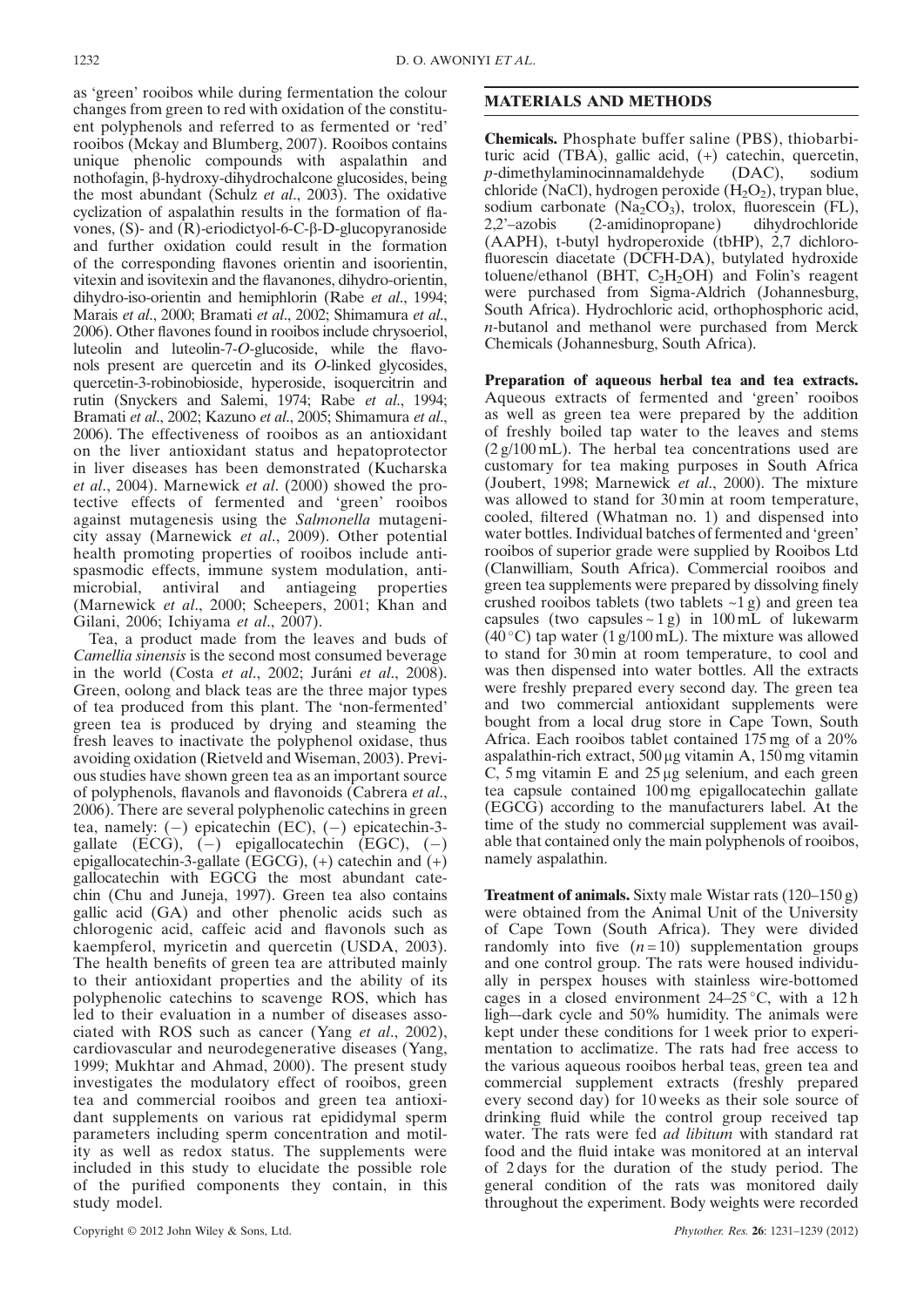as 'green' rooibos while during fermentation the colour changes from green to red with oxidation of the constituent polyphenols and referred to as fermented or 'red' rooibos (Mckay and Blumberg, 2007). Rooibos contains unique phenolic compounds with aspalathin and nothofagin, β-hydroxy-dihydrochalcone glucosides, being the most abundant (Schulz *et al*., 2003). The oxidative cyclization of aspalathin results in the formation of flavones, (S)- and (R)-eriodictyol-6-C-β-D-glucopyranoside and further oxidation could result in the formation of the corresponding flavones orientin and isoorientin, vitexin and isovitexin and the flavanones, dihydro-orientin, dihydro-iso-orientin and hemiphlorin (Rabe *et al*., 1994; Marais *et al*., 2000; Bramati *et al*., 2002; Shimamura *et al*., 2006). Other flavones found in rooibos include chrysoeriol, luteolin and luteolin-7-*O*-glucoside, while the flavonols present are quercetin and its *O*-linked glycosides, quercetin-3-robinobioside, hyperoside, isoquercitrin and rutin (Snyckers and Salemi, 1974; Rabe *et al*., 1994; Bramati *et al*., 2002; Kazuno *et al*., 2005; Shimamura *et al*., 2006). The effectiveness of rooibos as an antioxidant on the liver antioxidant status and hepatoprotector in liver diseases has been demonstrated (Kucharska *et al*., 2004). Marnewick *et al*. (2000) showed the protective effects of fermented and 'green' rooibos against mutagenesis using the *Salmonella* mutagenicity assay (Marnewick *et al*., 2009). Other potential health promoting properties of rooibos include antispasmodic effects, immune system modulation, antimicrobial, antiviral and antiageing properties (Marnewick *et al*., 2000; Scheepers, 2001; Khan and Gilani, 2006; Ichiyama *et al*., 2007).

Tea, a product made from the leaves and buds of *Camellia sinensis* is the second most consumed beverage in the world (Costa *et al*., 2002; Juráni *et al*., 2008). Green, oolong and black teas are the three major types of tea produced from this plant. The 'non-fermented' green tea is produced by drying and steaming the fresh leaves to inactivate the polyphenol oxidase, thus avoiding oxidation (Rietveld and Wiseman, 2003). Previous studies have shown green tea as an important source of polyphenols, flavanols and flavonoids (Cabrera *et al*., 2006). There are several polyphenolic catechins in green tea, namely: (−) epicatechin (EC), (−) epicatechin-3-gallate (ECG), (−) epigallocatechin (EGC), (−) epigallocatechin-3-gallate (EGCG), (+) catechin and (+) gallocatechin with EGCG the most abundant catechin (Chu and Juneja, 1997). Green tea also contains gallic acid (GA) and other phenolic acids such as chlorogenic acid, caffeic acid and flavonols such as kaempferol, myricetin and quercetin (USDA, 2003). The health benefits of green tea are attributed mainly to their antioxidant properties and the ability of its polyphenolic catechins to scavenge ROS, which has led to their evaluation in a number of diseases associated with ROS such as cancer (Yang *et al*., 2002), cardiovascular and neurodegenerative diseases (Yang, 1999; Mukhtar and Ahmad, 2000). The present study investigates the modulatory effect of rooibos, green tea and commercial rooibos and green tea antioxidant supplements on various rat epididymal sperm parameters including sperm concentration and motility as well as redox status. The supplements were included in this study to elucidate the possible role of the purified components they contain, in this study model.

## MATERIALS AND METHODS

**Chemicals.** Phosphate buffer saline (PBS), thiobarbituric acid (TBA), gallic acid, (+) catechin, quercetin, *p*-dimethylaminocinnamaldehyde (DAC), sodium chloride (NaCl), hydrogen peroxide ($H_2O_2$), trypan blue, sodium carbonate ($Na_2CO_3$), trolox, fluorescein (FL), 2,2'–azobis (2-amidinopropane) dihydrochloride (AAPH), t-butyl hydroperoxide (tbHP), 2,7 dichlorofluorescin diacetate (DCFH-DA), butylated hydroxide toluene/ethanol (BHT, $C_2H_2OH$) and Folin's reagent were purchased from Sigma-Aldrich (Johannesburg, South Africa). Hydrochloric acid, orthophosphoric acid, *n*-butanol and methanol were purchased from Merck Chemicals (Johannesburg, South Africa).

**Preparation of aqueous herbal tea and tea extracts.** Aqueous extracts of fermented and 'green' rooibos as well as green tea were prepared by the addition of freshly boiled tap water to the leaves and stems (2 g/100 mL). The herbal tea concentrations used are customary for tea making purposes in South Africa (Joubert, 1998; Marnewick *et al*., 2000). The mixture was allowed to stand for 30 min at room temperature, cooled, filtered (Whatman no. 1) and dispensed into water bottles. Individual batches of fermented and 'green' rooibos of superior grade were supplied by Rooibos Ltd (Clanwilliam, South Africa). Commercial rooibos and green tea supplements were prepared by dissolving finely crushed rooibos tablets (two tablets ~1 g) and green tea capsules (two capsules ~ 1 g) in 100 mL of lukewarm (40 °C) tap water (1 g/100 mL). The mixture was allowed to stand for 30 min at room temperature, to cool and was then dispensed into water bottles. All the extracts were freshly prepared every second day. The green tea and two commercial antioxidant supplements were bought from a local drug store in Cape Town, South Africa. Each rooibos tablet contained 175 mg of a 20% aspalathin-rich extract, 500 μg vitamin A, 150 mg vitamin C, 5 mg vitamin E and 25 μg selenium, and each green tea capsule contained 100 mg epigallocatechin gallate (EGCG) according to the manufacturers label. At the time of the study no commercial supplement was available that contained only the main polyphenols of rooibos, namely aspalathin.

**Treatment of animals.** Sixty male Wistar rats (120–150 g) were obtained from the Animal Unit of the University of Cape Town (South Africa). They were divided randomly into five ($n = 10$) supplementation groups and one control group. The rats were housed individually in perspex houses with stainless wire-bottomed cages in a closed environment 24–25 °C, with a 12 h ligh–-dark cycle and 50% humidity. The animals were kept under these conditions for 1 week prior to experimentation to acclimatize. The rats had free access to the various aqueous rooibos herbal teas, green tea and commercial supplement extracts (freshly prepared every second day) for 10 weeks as their sole source of drinking fluid while the control group received tap water. The rats were fed *ad libitum* with standard rat food and the fluid intake was monitored at an interval of 2 days for the duration of the study period. The general condition of the rats was monitored daily throughout the experiment. Body weights were recorded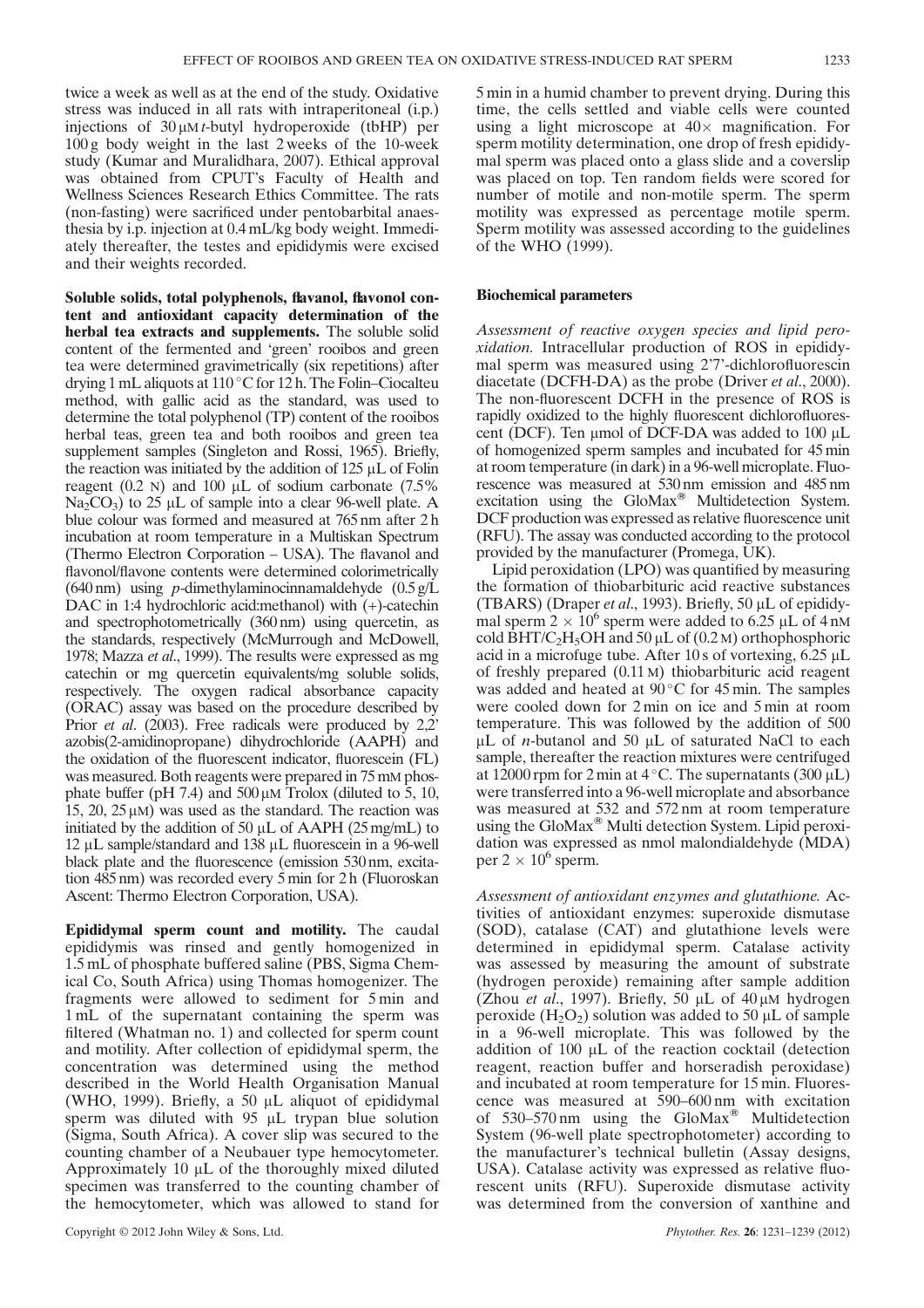twice a week as well as at the end of the study. Oxidative stress was induced in all rats with intraperitoneal (i.p.) injections of 30 μM *t*-butyl hydroperoxide (tbHP) per 100 g body weight in the last 2 weeks of the 10-week study (Kumar and Muralidhara, 2007). Ethical approval was obtained from CPUT's Faculty of Health and Wellness Sciences Research Ethics Committee. The rats (non-fasting) were sacrificed under pentobarbital anaesthesia by i.p. injection at 0.4 mL/kg body weight. Immediately thereafter, the testes and epididymis were excised and their weights recorded.

**Soluble solids, total polyphenols, flavanol, flavonol content and antioxidant capacity determination of the herbal tea extracts and supplements.** The soluble solid content of the fermented and 'green' rooibos and green tea were determined gravimetrically (six repetitions) after drying 1 mL aliquots at 110 °C for 12 h. The Folin–Ciocalteu method, with gallic acid as the standard, was used to determine the total polyphenol (TP) content of the rooibos herbal teas, green tea and both rooibos and green tea supplement samples (Singleton and Rossi, 1965). Briefly, the reaction was initiated by the addition of 125 μL of Folin reagent (0.2 N) and 100 μL of sodium carbonate (7.5% $Na_2CO_3$) to 25 μL of sample into a clear 96-well plate. A blue colour was formed and measured at 765 nm after 2 h incubation at room temperature in a Multiskan Spectrum (Thermo Electron Corporation – USA). The flavanol and flavonol/flavone contents were determined colorimetrically (640 nm) using *p*-dimethylaminocinnamaldehyde (0.5 g/L DAC in 1:4 hydrochloric acid:methanol) with (+)-catechin and spectrophotometrically (360 nm) using quercetin, as the standards, respectively (McMurrough and McDowell, 1978; Mazza *et al*., 1999). The results were expressed as mg catechin or mg quercetin equivalents/mg soluble solids, respectively. The oxygen radical absorbance capacity (ORAC) assay was based on the procedure described by Prior *et al*. (2003). Free radicals were produced by 2,2' azobis(2-amidinopropane) dihydrochloride (AAPH) and the oxidation of the fluorescent indicator, fluorescein (FL) was measured. Both reagents were prepared in 75 mM phosphate buffer (pH 7.4) and 500 μM Trolox (diluted to 5, 10, 15, 20, 25 μM) was used as the standard. The reaction was initiated by the addition of 50 μL of AAPH (25 mg/mL) to 12 μL sample/standard and 138 μL fluorescein in a 96-well black plate and the fluorescence (emission 530 nm, excitation 485 nm) was recorded every 5 min for 2 h (Fluoroskan Ascent: Thermo Electron Corporation, USA).

**Epididymal sperm count and motility.** The caudal epididymis was rinsed and gently homogenized in 1.5 mL of phosphate buffered saline (PBS, Sigma Chemical Co, South Africa) using Thomas homogenizer. The fragments were allowed to sediment for 5 min and 1 mL of the supernatant containing the sperm was filtered (Whatman no. 1) and collected for sperm count and motility. After collection of epididymal sperm, the concentration was determined using the method described in the World Health Organisation Manual (WHO, 1999). Briefly, a 50 μL aliquot of epididymal sperm was diluted with 95 μL trypan blue solution (Sigma, South Africa). A cover slip was secured to the counting chamber of a Neubauer type hemocytometer. Approximately 10 μL of the thoroughly mixed diluted specimen was transferred to the counting chamber of the hemocytometer, which was allowed to stand for 5 min in a humid chamber to prevent drying. During this time, the cells settled and viable cells were counted using a light microscope at 40× magnification. For sperm motility determination, one drop of fresh epididymal sperm was placed onto a glass slide and a coverslip was placed on top. Ten random fields were scored for number of motile and non-motile sperm. The sperm motility was expressed as percentage motile sperm. Sperm motility was assessed according to the guidelines of the WHO (1999).

### Biochemical parameters

*Assessment of reactive oxygen species and lipid peroxidation.* Intracellular production of ROS in epididymal sperm was measured using 2'7'-dichlorofluorescin diacetate (DCFH-DA) as the probe (Driver *et al*., 2000). The non-fluorescent DCFH in the presence of ROS is rapidly oxidized to the highly fluorescent dichlorofluorescent (DCF). Ten μmol of DCF-DA was added to 100 μL of homogenized sperm samples and incubated for 45 min at room temperature (in dark) in a 96-well microplate. Fluorescence was measured at 530 nm emission and 485 nm excitation using the GloMax® Multidetection System. DCF production was expressed as relative fluorescence unit (RFU). The assay was conducted according to the protocol provided by the manufacturer (Promega, UK).

Lipid peroxidation (LPO) was quantified by measuring the formation of thiobarbituric acid reactive substances (TBARS) (Draper *et al*., 1993). Briefly, 50 μL of epididymal sperm $2 \times 10^6$ sperm were added to 6.25 μL of 4 nM cold $BHT/C_2H_5OH$ and 50 μL of (0.2 M) orthophosphoric acid in a microfuge tube. After 10 s of vortexing, 6.25 μL of freshly prepared (0.11 M) thiobarbituric acid reagent was added and heated at 90 °C for 45 min. The samples were cooled down for 2 min on ice and 5 min at room temperature. This was followed by the addition of 500 μL of *n*-butanol and 50 μL of saturated NaCl to each sample, thereafter the reaction mixtures were centrifuged at 12000 rpm for 2 min at 4 °C. The supernatants (300 μL) were transferred into a 96-well microplate and absorbance was measured at 532 and 572 nm at room temperature using the GloMax® Multi detection System. Lipid peroxidation was expressed as nmol malondialdehyde (MDA) per $2 \times 10^6$ sperm.

*Assessment of antioxidant enzymes and glutathione.* Activities of antioxidant enzymes: superoxide dismutase (SOD), catalase (CAT) and glutathione levels were determined in epididymal sperm. Catalase activity was assessed by measuring the amount of substrate (hydrogen peroxide) remaining after sample addition (Zhou *et al*., 1997). Briefly, 50 μL of 40 μM hydrogen peroxide ($H_2O_2$) solution was added to 50 μL of sample in a 96-well microplate. This was followed by the addition of 100 μL of the reaction cocktail (detection reagent, reaction buffer and horseradish peroxidase) and incubated at room temperature for 15 min. Fluorescence was measured at 590–600 nm with excitation of 530–570 nm using the GloMax® Multidetection System (96-well plate spectrophotometer) according to the manufacturer's technical bulletin (Assay designs, USA). Catalase activity was expressed as relative fluorescent units (RFU). Superoxide dismutase activity was determined from the conversion of xanthine and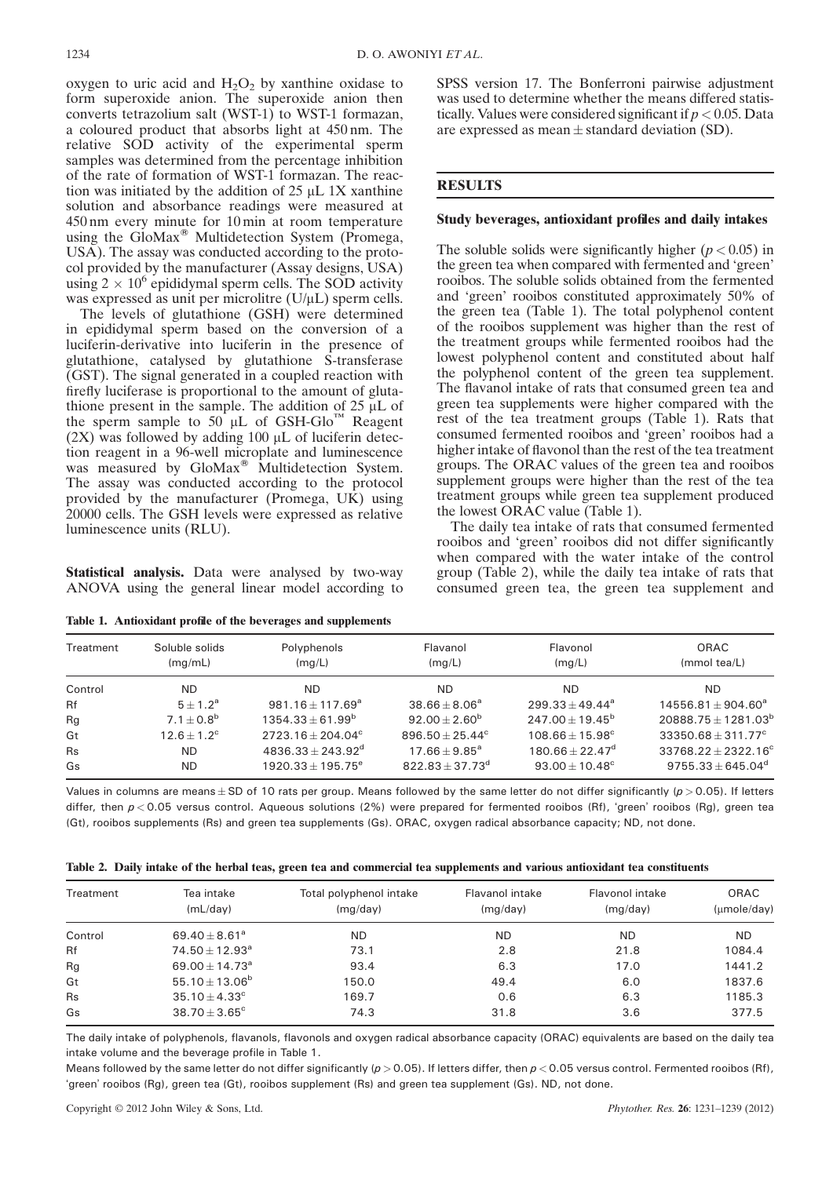oxygen to uric acid and $H_2O_2$ by xanthine oxidase to form superoxide anion. The superoxide anion then converts tetrazolium salt (WST-1) to WST-1 formazan, a coloured product that absorbs light at 450 nm. The relative SOD activity of the experimental sperm samples was determined from the percentage inhibition of the rate of formation of WST-1 formazan. The reaction was initiated by the addition of 25 μL 1X xanthine solution and absorbance readings were measured at 450 nm every minute for 10 min at room temperature using the GloMax® Multidetection System (Promega, USA). The assay was conducted according to the protocol provided by the manufacturer (Assay designs, USA) using $2 \times 10^6$ epididymal sperm cells. The SOD activity was expressed as unit per microlitre (U/μL) sperm cells.

The levels of glutathione (GSH) were determined in epididymal sperm based on the conversion of a luciferin-derivative into luciferin in the presence of glutathione, catalysed by glutathione S-transferase (GST). The signal generated in a coupled reaction with firefly luciferase is proportional to the amount of glutathione present in the sample. The addition of 25 μL of the sperm sample to 50 μL of GSH-Glo™ Reagent (2X) was followed by adding 100 μL of luciferin detection reagent in a 96-well microplate and luminescence was measured by GloMax® Multidetection System. The assay was conducted according to the protocol provided by the manufacturer (Promega, UK) using 20000 cells. The GSH levels were expressed as relative luminescence units (RLU).

**Statistical analysis.** Data were analysed by two-way ANOVA using the general linear model according to SPSS version 17. The Bonferroni pairwise adjustment was used to determine whether the means differed statistically. Values were considered significant if $p < 0.05$. Data are expressed as mean ± standard deviation (SD).

## RESULTS

### Study beverages, antioxidant profiles and daily intakes

The soluble solids were significantly higher ($p < 0.05$) in the green tea when compared with fermented and 'green' rooibos. The soluble solids obtained from the fermented and 'green' rooibos constituted approximately 50% of the green tea (Table 1). The total polyphenol content of the rooibos supplement was higher than the rest of the treatment groups while fermented rooibos had the lowest polyphenol content and constituted about half the polyphenol content of the green tea supplement. The flavanol intake of rats that consumed green tea and green tea supplements were higher compared with the rest of the tea treatment groups (Table 1). Rats that consumed fermented rooibos and 'green' rooibos had a higher intake of flavonol than the rest of the tea treatment groups. The ORAC values of the green tea and rooibos supplement groups were higher than the rest of the tea treatment groups while green tea supplement produced the lowest ORAC value (Table 1).

The daily tea intake of rats that consumed fermented rooibos and 'green' rooibos did not differ significantly when compared with the water intake of the control group (Table 2), while the daily tea intake of rats that consumed green tea, the green tea supplement and

**Table 1. Antioxidant profile of the beverages and supplements**

| Treatment | Soluble solids (mg/mL) | Polyphenols (mg/L) | Flavanol (mg/L) | Flavonol (mg/L) | ORAC (mmol tea/L) |
|---|---|---|---|---|---|
| Control | ND | ND | ND | ND | ND |
| Rf | $5 \pm 1.2^a$ | $981.16 \pm 117.69^a$ | $38.66 \pm 8.06^a$ | $299.33 \pm 49.44^a$ | $14556.81 \pm 904.60^a$ |
| Rg | $7.1 \pm 0.8^b$ | $1354.33 \pm 61.99^b$ | $92.00 \pm 2.60^b$ | $247.00 \pm 19.45^b$ | $20888.75 \pm 1281.03^b$ |
| Gt | $12.6 \pm 1.2^c$ | $2723.16 \pm 204.04^c$ | $896.50 \pm 25.44^c$ | $108.66 \pm 15.98^c$ | $33350.68 \pm 311.77^c$ |
| Rs | ND | $4836.33 \pm 243.92^d$ | $17.66 \pm 9.85^a$ | $180.66 \pm 22.47^d$ | $33768.22 \pm 2322.16^c$ |
| Gs | ND | $1920.33 \pm 195.75^e$ | $822.83 \pm 37.73^d$ | $93.00 \pm 10.48^c$ | $9755.33 \pm 645.04^d$ |

Values in columns are means ± SD of 10 rats per group. Means followed by the same letter do not differ significantly ($p > 0.05$). If letters differ, then $p < 0.05$ versus control. Aqueous solutions (2%) were prepared for fermented rooibos (Rf), 'green' rooibos (Rg), green tea (Gt), rooibos supplements (Rs) and green tea supplements (Gs). ORAC, oxygen radical absorbance capacity; ND, not done.

**Table 2. Daily intake of the herbal teas, green tea and commercial tea supplements and various antioxidant tea constituents**

| Treatment | Tea intake (mL/day) | Total polyphenol intake (mg/day) | Flavanol intake (mg/day) | Flavonol intake (mg/day) | ORAC (μmole/day) |
|---|---|---|---|---|---|
| Control | $69.40 \pm 8.61^a$ | ND | ND | ND | ND |
| Rf | $74.50 \pm 12.93^a$ | 73.1 | 2.8 | 21.8 | 1084.4 |
| Rg | $69.00 \pm 14.73^a$ | 93.4 | 6.3 | 17.0 | 1441.2 |
| Gt | $55.10 \pm 13.06^b$ | 150.0 | 49.4 | 6.0 | 1837.6 |
| Rs | $35.10 \pm 4.33^c$ | 169.7 | 0.6 | 6.3 | 1185.3 |
| Gs | $38.70 \pm 3.65^c$ | 74.3 | 31.8 | 3.6 | 377.5 |

The daily intake of polyphenols, flavanols, flavonols and oxygen radical absorbance capacity (ORAC) equivalents are based on the daily tea intake volume and the beverage profile in Table 1.

Means followed by the same letter do not differ significantly ($p > 0.05$). If letters differ, then $p < 0.05$ versus control. Fermented rooibos (Rf), 'green' rooibos (Rg), green tea (Gt), rooibos supplement (Rs) and green tea supplement (Gs). ND, not done.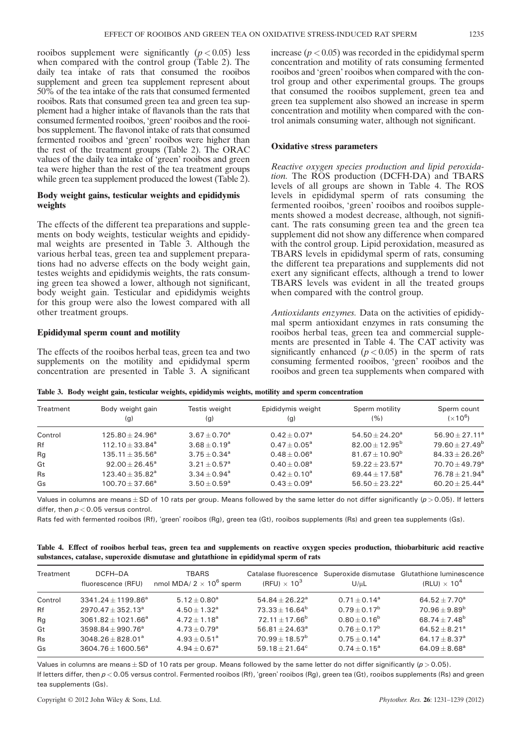rooibos supplement were significantly ($p < 0.05$) less when compared with the control group (Table 2). The daily tea intake of rats that consumed the rooibos supplement and green tea supplement represent about 50% of the tea intake of the rats that consumed fermented rooibos. Rats that consumed green tea and green tea supplement had a higher intake of flavanols than the rats that consumed fermented rooibos, 'green' rooibos and the rooibos supplement. The flavonol intake of rats that consumed fermented rooibos and 'green' rooibos were higher than the rest of the treatment groups (Table 2). The ORAC values of the daily tea intake of 'green' rooibos and green tea were higher than the rest of the tea treatment groups while green tea supplement produced the lowest (Table 2).

### Body weight gains, testicular weights and epididymis weights

The effects of the different tea preparations and supplements on body weights, testicular weights and epididymal weights are presented in Table 3. Although the various herbal teas, green tea and supplement preparations had no adverse effects on the body weight gain, testes weights and epididymis weights, the rats consuming green tea showed a lower, although not significant, body weight gain. Testicular and epididymis weights for this group were also the lowest compared with all other treatment groups.

### Epididymal sperm count and motility

The effects of the rooibos herbal teas, green tea and two supplements on the motility and epididymal sperm concentration are presented in Table 3. A significant increase ($p < 0.05$) was recorded in the epididymal sperm concentration and motility of rats consuming fermented rooibos and 'green' rooibos when compared with the control group and other experimental groups. The groups that consumed the rooibos supplement, green tea and green tea supplement also showed an increase in sperm concentration and motility when compared with the control animals consuming water, although not significant.

### Oxidative stress parameters

*Reactive oxygen species production and lipid peroxidation.* The ROS production (DCFH-DA) and TBARS levels of all groups are shown in Table 4. The ROS levels in epididymal sperm of rats consuming the fermented rooibos, 'green' rooibos and rooibos supplements showed a modest decrease, although, not significant. The rats consuming green tea and the green tea supplement did not show any difference when compared with the control group. Lipid peroxidation, measured as TBARS levels in epididymal sperm of rats, consuming the different tea preparations and supplements did not exert any significant effects, although a trend to lower TBARS levels was evident in all the treated groups when compared with the control group.

*Antioxidants enzymes.* Data on the activities of epididymal sperm antioxidant enzymes in rats consuming the rooibos herbal teas, green tea and commercial supplements are presented in Table 4. The CAT activity was significantly enhanced ($p < 0.05$) in the sperm of rats consuming fermented rooibos, 'green' rooibos and the rooibos and green tea supplements when compared with

**Table 3. Body weight gain, testicular weights, epididymis weights, motility and sperm concentration**

| Treatment | Body weight gain (g) | Testis weight (g) | Epididymis weight (g) | Sperm motility (%) | Sperm count ($\times 10^6$) |
|---|---|---|---|---|---|
| Control | $125.80 \pm 24.96^a$ | $3.67 \pm 0.70^a$ | $0.42 \pm 0.07^a$ | $54.50 \pm 24.20^a$ | $56.90 \pm 27.11^a$ |
| Rf | $112.10 \pm 33.84^a$ | $3.68 \pm 0.19^a$ | $0.47 \pm 0.05^a$ | $82.00 \pm 12.95^b$ | $79.60 \pm 27.49^b$ |
| Rg | $135.11 \pm 35.56^a$ | $3.75 \pm 0.34^a$ | $0.48 \pm 0.06^a$ | $81.67 \pm 10.90^b$ | $84.33 \pm 26.26^b$ |
| Gt | $92.00 \pm 26.45^a$ | $3.21 \pm 0.57^a$ | $0.40 \pm 0.08^a$ | $59.22 \pm 23.57^a$ | $70.70 \pm 49.79^a$ |
| Rs | $123.40 \pm 35.82^a$ | $3.34 \pm 0.94^a$ | $0.42 \pm 0.10^a$ | $69.44 \pm 17.58^a$ | $76.78 \pm 21.94^a$ |
| Gs | $100.70 \pm 37.66^a$ | $3.50 \pm 0.59^a$ | $0.43 \pm 0.09^a$ | $56.50 \pm 23.22^a$ | $60.20 \pm 25.44^a$ |

Values in columns are means ± SD of 10 rats per group. Means followed by the same letter do not differ significantly ($p > 0.05$). If letters differ, then $p < 0.05$ versus control.

Rats fed with fermented rooibos (Rf), 'green' rooibos (Rg), green tea (Gt), rooibos supplements (Rs) and green tea supplements (Gs).

**Table 4. Effect of rooibos herbal teas, green tea and supplements on reactive oxygen species production, thiobarbituric acid reactive substances, catalase, superoxide dismutase and glutathione in epididymal sperm of rats**

| Treatment | DCFH–DA fluorescence (RFU) | TBARS nmol MDA/ $2 \times 10^6$ sperm | Catalase fluorescence (RFU) $\times 10^3$ | Superoxide dismutase U/μL | Glutathione luminescence (RLU) $\times 10^4$ |
|---|---|---|---|---|---|
| Control | $3341.24 \pm 1199.86^a$ | $5.12 \pm 0.80^a$ | $54.84 \pm 26.22^a$ | $0.71 \pm 0.14^a$ | $64.52 \pm 7.70^a$ |
| Rf | $2970.47 \pm 352.13^a$ | $4.50 \pm 1.32^a$ | $73.33 \pm 16.64^b$ | $0.79 \pm 0.17^b$ | $70.96 \pm 9.89^b$ |
| Rg | $3061.82 \pm 1021.66^a$ | $4.72 \pm 1.18^a$ | $72.11 \pm 17.66^b$ | $0.80 \pm 0.16^b$ | $68.74 \pm 7.48^b$ |
| Gt | $3598.84 \pm 990.76^a$ | $4.73 \pm 0.79^a$ | $56.81 \pm 24.63^a$ | $0.76 \pm 0.17^b$ | $64.52 \pm 8.21^a$ |
| Rs | $3048.26 \pm 828.01^a$ | $4.93 \pm 0.51^a$ | $70.99 \pm 18.57^b$ | $0.75 \pm 0.14^a$ | $64.17 \pm 8.37^a$ |
| Gs | $3604.76 \pm 1600.56^a$ | $4.94 \pm 0.67^a$ | $59.18 \pm 21.64^c$ | $0.74 \pm 0.15^a$ | $64.09 \pm 8.68^a$ |

Values in columns are means ± SD of 10 rats per group. Means followed by the same letter do not differ significantly ($p > 0.05$).

If letters differ, then $p < 0.05$ versus control. Fermented rooibos (Rf), 'green' rooibos (Rg), green tea (Gt), rooibos supplements (Rs) and green tea supplements (Gs).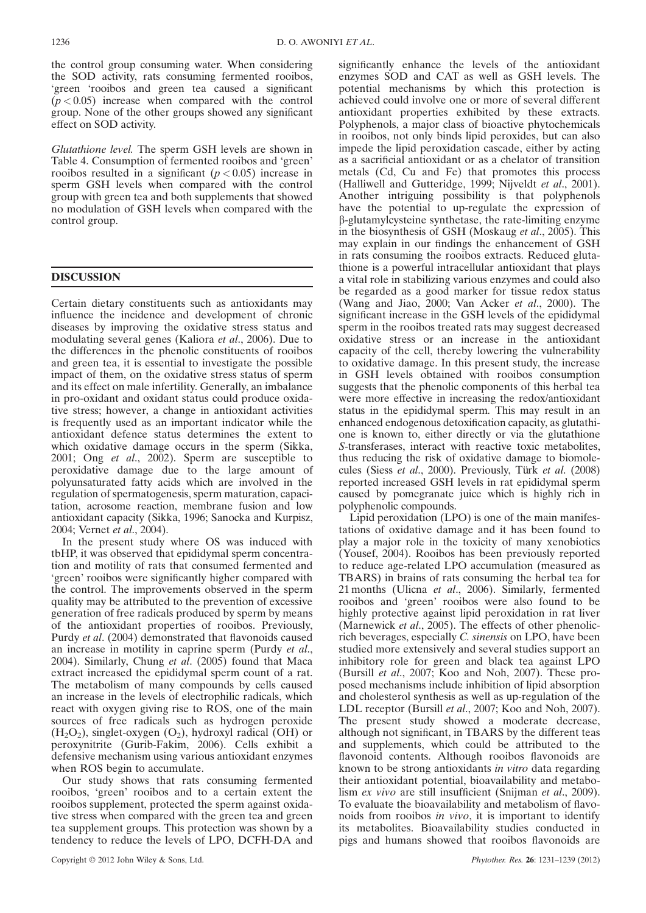the control group consuming water. When considering the SOD activity, rats consuming fermented rooibos, 'green 'rooibos and green tea caused a significant ($p < 0.05$) increase when compared with the control group. None of the other groups showed any significant effect on SOD activity.

*Glutathione level.* The sperm GSH levels are shown in Table 4. Consumption of fermented rooibos and 'green' rooibos resulted in a significant ($p < 0.05$) increase in sperm GSH levels when compared with the control group with green tea and both supplements that showed no modulation of GSH levels when compared with the control group.

## DISCUSSION

Certain dietary constituents such as antioxidants may influence the incidence and development of chronic diseases by improving the oxidative stress status and modulating several genes (Kaliora *et al*., 2006). Due to the differences in the phenolic constituents of rooibos and green tea, it is essential to investigate the possible impact of them, on the oxidative stress status of sperm and its effect on male infertility. Generally, an imbalance in pro-oxidant and oxidant status could produce oxidative stress; however, a change in antioxidant activities is frequently used as an important indicator while the antioxidant defence status determines the extent to which oxidative damage occurs in the sperm (Sikka, 2001; Ong *et al*., 2002). Sperm are susceptible to peroxidative damage due to the large amount of polyunsaturated fatty acids which are involved in the regulation of spermatogenesis, sperm maturation, capacitation, acrosome reaction, membrane fusion and low antioxidant capacity (Sikka, 1996; Sanocka and Kurpisz, 2004; Vernet *et al*., 2004).

In the present study where OS was induced with tbHP, it was observed that epididymal sperm concentration and motility of rats that consumed fermented and 'green' rooibos were significantly higher compared with the control. The improvements observed in the sperm quality may be attributed to the prevention of excessive generation of free radicals produced by sperm by means of the antioxidant properties of rooibos. Previously, Purdy *et al*. (2004) demonstrated that flavonoids caused an increase in motility in caprine sperm (Purdy *et al*., 2004). Similarly, Chung *et al*. (2005) found that Maca extract increased the epididymal sperm count of a rat. The metabolism of many compounds by cells caused an increase in the levels of electrophilic radicals, which react with oxygen giving rise to ROS, one of the main sources of free radicals such as hydrogen peroxide ($H_2O_2$), singlet-oxygen ($O_2$), hydroxyl radical (OH) or peroxynitrite (Gurib-Fakim, 2006). Cells exhibit a defensive mechanism using various antioxidant enzymes when ROS begin to accumulate.

Our study shows that rats consuming fermented rooibos, 'green' rooibos and to a certain extent the rooibos supplement, protected the sperm against oxidative stress when compared with the green tea and green tea supplement groups. This protection was shown by a tendency to reduce the levels of LPO, DCFH-DA and significantly enhance the levels of the antioxidant enzymes SOD and CAT as well as GSH levels. The potential mechanisms by which this protection is achieved could involve one or more of several different antioxidant properties exhibited by these extracts. Polyphenols, a major class of bioactive phytochemicals in rooibos, not only binds lipid peroxides, but can also impede the lipid peroxidation cascade, either by acting as a sacrificial antioxidant or as a chelator of transition metals (Cd, Cu and Fe) that promotes this process (Halliwell and Gutteridge, 1999; Nijveldt *et al*., 2001). Another intriguing possibility is that polyphenols have the potential to up-regulate the expression of β-glutamylcysteine synthetase, the rate-limiting enzyme in the biosynthesis of GSH (Moskaug *et al*., 2005). This may explain in our findings the enhancement of GSH in rats consuming the rooibos extracts. Reduced glutathione is a powerful intracellular antioxidant that plays a vital role in stabilizing various enzymes and could also be regarded as a good marker for tissue redox status (Wang and Jiao, 2000; Van Acker *et al*., 2000). The significant increase in the GSH levels of the epididymal sperm in the rooibos treated rats may suggest decreased oxidative stress or an increase in the antioxidant capacity of the cell, thereby lowering the vulnerability to oxidative damage. In this present study, the increase in GSH levels obtained with rooibos consumption suggests that the phenolic components of this herbal tea were more effective in increasing the redox/antioxidant status in the epididymal sperm. This may result in an enhanced endogenous detoxification capacity, as glutathione is known to, either directly or via the glutathione *S*-transferases, interact with reactive toxic metabolites, thus reducing the risk of oxidative damage to biomolecules (Siess *et al*., 2000). Previously, Türk *et al*. (2008) reported increased GSH levels in rat epididymal sperm caused by pomegranate juice which is highly rich in polyphenolic compounds.

Lipid peroxidation (LPO) is one of the main manifestations of oxidative damage and it has been found to play a major role in the toxicity of many xenobiotics (Yousef, 2004). Rooibos has been previously reported to reduce age-related LPO accumulation (measured as TBARS) in brains of rats consuming the herbal tea for 21 months (Ulicna *et al*., 2006). Similarly, fermented rooibos and 'green' rooibos were also found to be highly protective against lipid peroxidation in rat liver (Marnewick *et al*., 2005). The effects of other phenolic-rich beverages, especially *C. sinensis* on LPO, have been studied more extensively and several studies support an inhibitory role for green and black tea against LPO (Bursill *et al*., 2007; Koo and Noh, 2007). These proposed mechanisms include inhibition of lipid absorption and cholesterol synthesis as well as up-regulation of the LDL receptor (Bursill *et al*., 2007; Koo and Noh, 2007). The present study showed a moderate decrease, although not significant, in TBARS by the different teas and supplements, which could be attributed to the flavonoid contents. Although rooibos flavonoids are known to be strong antioxidants *in vitro* data regarding their antioxidant potential, bioavailability and metabolism *ex vivo* are still insufficient (Snijman *et al*., 2009). To evaluate the bioavailability and metabolism of flavonoids from rooibos *in vivo*, it is important to identify its metabolites. Bioavailability studies conducted in pigs and humans showed that rooibos flavonoids are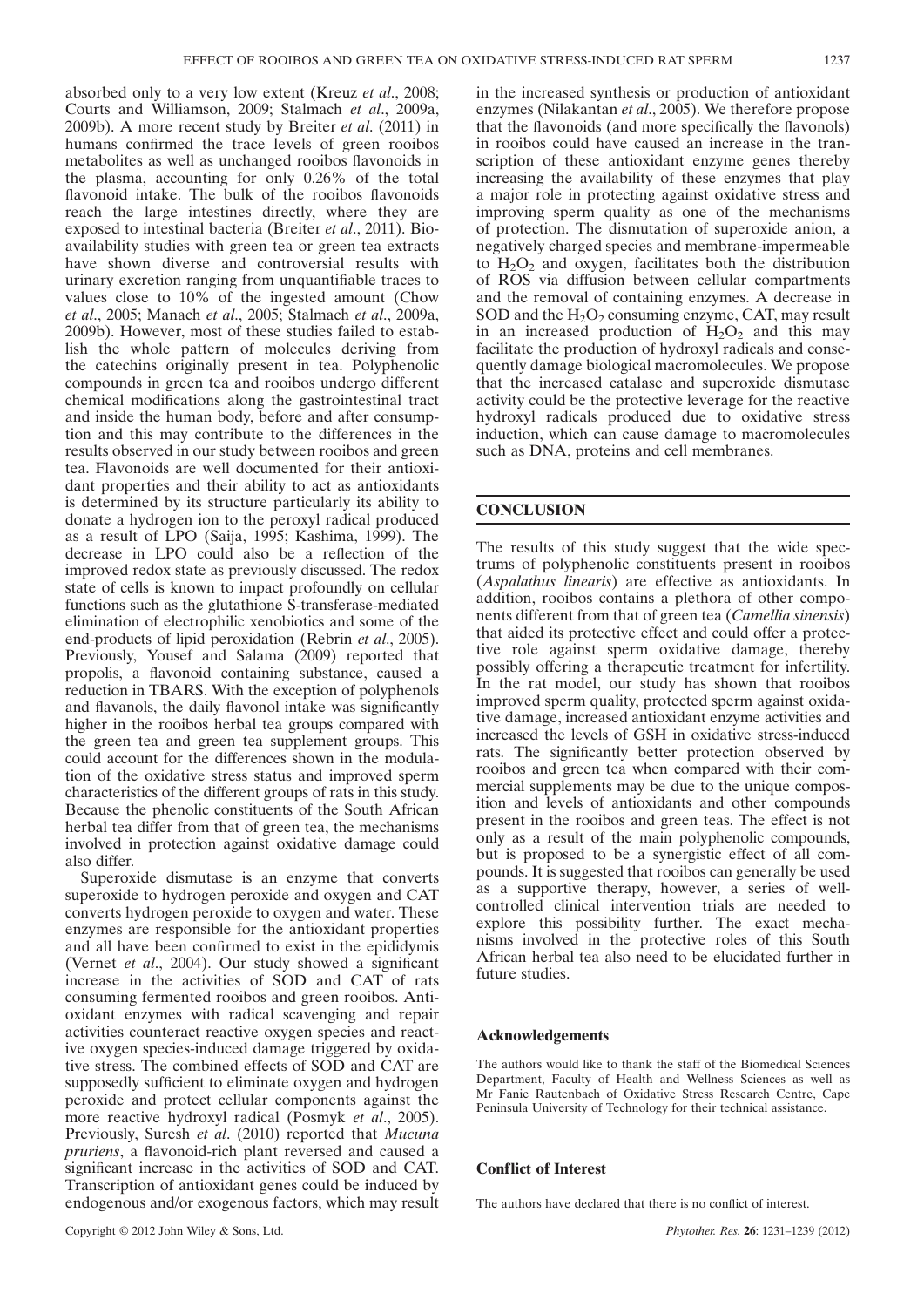absorbed only to a very low extent (Kreuz *et al*., 2008; Courts and Williamson, 2009; Stalmach *et al*., 2009a, 2009b). A more recent study by Breiter *et al*. (2011) in humans confirmed the trace levels of green rooibos metabolites as well as unchanged rooibos flavonoids in the plasma, accounting for only 0.26% of the total flavonoid intake. The bulk of the rooibos flavonoids reach the large intestines directly, where they are exposed to intestinal bacteria (Breiter *et al*., 2011). Bioavailability studies with green tea or green tea extracts have shown diverse and controversial results with urinary excretion ranging from unquantifiable traces to values close to 10% of the ingested amount (Chow *et al*., 2005; Manach *et al*., 2005; Stalmach *et al*., 2009a, 2009b). However, most of these studies failed to establish the whole pattern of molecules deriving from the catechins originally present in tea. Polyphenolic compounds in green tea and rooibos undergo different chemical modifications along the gastrointestinal tract and inside the human body, before and after consumption and this may contribute to the differences in the results observed in our study between rooibos and green tea. Flavonoids are well documented for their antioxidant properties and their ability to act as antioxidants is determined by its structure particularly its ability to donate a hydrogen ion to the peroxyl radical produced as a result of LPO (Saija, 1995; Kashima, 1999). The decrease in LPO could also be a reflection of the improved redox state as previously discussed. The redox state of cells is known to impact profoundly on cellular functions such as the glutathione S-transferase-mediated elimination of electrophilic xenobiotics and some of the end-products of lipid peroxidation (Rebrin *et al*., 2005). Previously, Yousef and Salama (2009) reported that propolis, a flavonoid containing substance, caused a reduction in TBARS. With the exception of polyphenols and flavanols, the daily flavonol intake was significantly higher in the rooibos herbal tea groups compared with the green tea and green tea supplement groups. This could account for the differences shown in the modulation of the oxidative stress status and improved sperm characteristics of the different groups of rats in this study. Because the phenolic constituents of the South African herbal tea differ from that of green tea, the mechanisms involved in protection against oxidative damage could also differ.

Superoxide dismutase is an enzyme that converts superoxide to hydrogen peroxide and oxygen and CAT converts hydrogen peroxide to oxygen and water. These enzymes are responsible for the antioxidant properties and all have been confirmed to exist in the epididymis (Vernet *et al*., 2004). Our study showed a significant increase in the activities of SOD and CAT of rats consuming fermented rooibos and green rooibos. Antioxidant enzymes with radical scavenging and repair activities counteract reactive oxygen species and reactive oxygen species-induced damage triggered by oxidative stress. The combined effects of SOD and CAT are supposedly sufficient to eliminate oxygen and hydrogen peroxide and protect cellular components against the more reactive hydroxyl radical (Posmyk *et al*., 2005). Previously, Suresh *et al*. (2010) reported that *Mucuna pruriens*, a flavonoid-rich plant reversed and caused a significant increase in the activities of SOD and CAT. Transcription of antioxidant genes could be induced by endogenous and/or exogenous factors, which may result in the increased synthesis or production of antioxidant enzymes (Nilakantan *et al*., 2005). We therefore propose that the flavonoids (and more specifically the flavonols) in rooibos could have caused an increase in the transcription of these antioxidant enzyme genes thereby increasing the availability of these enzymes that play a major role in protecting against oxidative stress and improving sperm quality as one of the mechanisms of protection. The dismutation of superoxide anion, a negatively charged species and membrane-impermeable to $H_2O_2$ and oxygen, facilitates both the distribution of ROS via diffusion between cellular compartments and the removal of containing enzymes. A decrease in SOD and the $H_2O_2$ consuming enzyme, CAT, may result in an increased production of $H_2O_2$ and this may facilitate the production of hydroxyl radicals and consequently damage biological macromolecules. We propose that the increased catalase and superoxide dismutase activity could be the protective leverage for the reactive hydroxyl radicals produced due to oxidative stress induction, which can cause damage to macromolecules such as DNA, proteins and cell membranes.

## CONCLUSION

The results of this study suggest that the wide spectrums of polyphenolic constituents present in rooibos (*Aspalathus linearis*) are effective as antioxidants. In addition, rooibos contains a plethora of other components different from that of green tea (*Camellia sinensis*) that aided its protective effect and could offer a protective role against sperm oxidative damage, thereby possibly offering a therapeutic treatment for infertility. In the rat model, our study has shown that rooibos improved sperm quality, protected sperm against oxidative damage, increased antioxidant enzyme activities and increased the levels of GSH in oxidative stress-induced rats. The significantly better protection observed by rooibos and green tea when compared with their commercial supplements may be due to the unique composition and levels of antioxidants and other compounds present in the rooibos and green teas. The effect is not only as a result of the main polyphenolic compounds, but is proposed to be a synergistic effect of all compounds. It is suggested that rooibos can generally be used as a supportive therapy, however, a series of well-controlled clinical intervention trials are needed to explore this possibility further. The exact mechanisms involved in the protective roles of this South African herbal tea also need to be elucidated further in future studies.

### Acknowledgements

The authors would like to thank the staff of the Biomedical Sciences Department, Faculty of Health and Wellness Sciences as well as Mr Fanie Rautenbach of Oxidative Stress Research Centre, Cape Peninsula University of Technology for their technical assistance.

### Conflict of Interest

The authors have declared that there is no conflict of interest.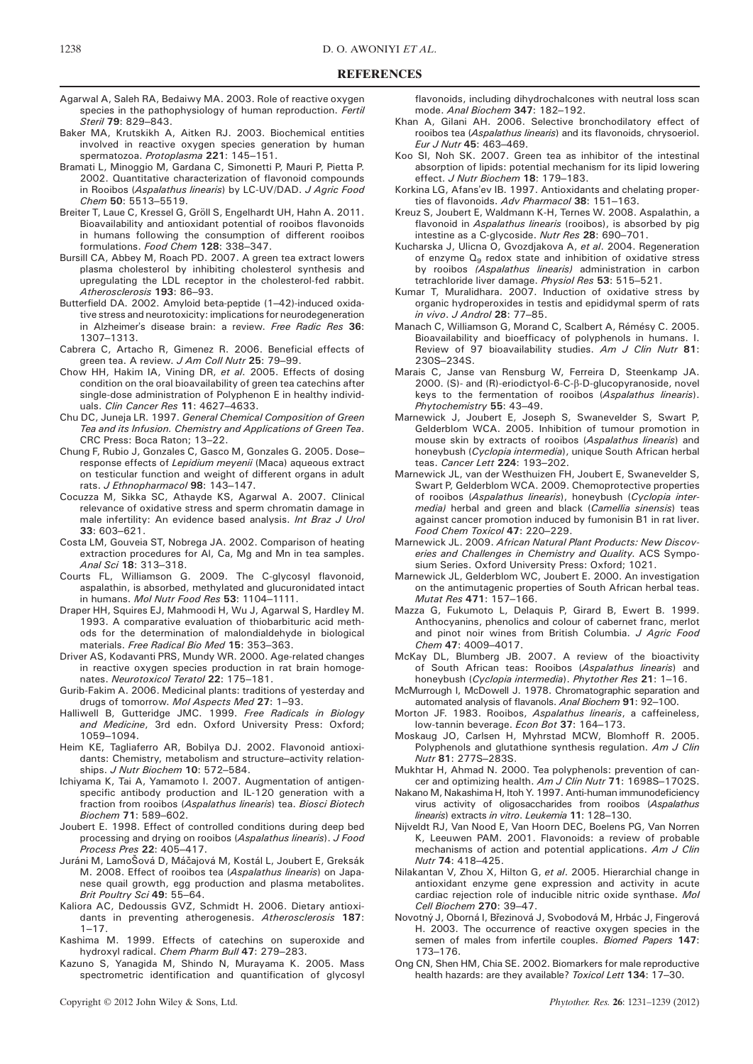## REFERENCES

Agarwal A, Saleh RA, Bedaiwy MA. 2003. Role of reactive oxygen species in the pathophysiology of human reproduction. *Fertil Steril* **79**: 829–843.

Baker MA, Krutskikh A, Aitken RJ. 2003. Biochemical entities involved in reactive oxygen species generation by human spermatozoa. *Protoplasma* **221**: 145–151.

Bramati L, Minoggio M, Gardana C, Simonetti P, Mauri P, Pietta P. 2002. Quantitative characterization of flavonoid compounds in Rooibos (*Aspalathus linearis*) by LC-UV/DAD. *J Agric Food Chem* **50**: 5513–5519.

Breiter T, Laue C, Kressel G, Gröll S, Engelhardt UH, Hahn A. 2011. Bioavailability and antioxidant potential of rooibos flavonoids in humans following the consumption of different rooibos formulations. *Food Chem* **128**: 338–347.

Bursill CA, Abbey M, Roach PD. 2007. A green tea extract lowers plasma cholesterol by inhibiting cholesterol synthesis and upregulating the LDL receptor in the cholesterol-fed rabbit. *Atherosclerosis* **193**: 86–93.

Butterfield DA. 2002. Amyloid beta-peptide (1–42)-induced oxidative stress and neurotoxicity: implications for neurodegeneration in Alzheimer's disease brain: a review. *Free Radic Res* **36**: 1307–1313.

Cabrera C, Artacho R, Gimenez R. 2006. Beneficial effects of green tea. A review. *J Am Coll Nutr* **25**: 79–99.

Chow HH, Hakim IA, Vining DR, *et al*. 2005. Effects of dosing condition on the oral bioavailability of green tea catechins after single-dose administration of Polyphenon E in healthy individuals. *Clin Cancer Res* **11**: 4627–4633.

Chu DC, Juneja LR. 1997. *General Chemical Composition of Green Tea and its Infusion. Chemistry and Applications of Green Tea*. CRC Press: Boca Raton; 13–22.

Chung F, Rubio J, Gonzales C, Gasco M, Gonzales G. 2005. Dose–response effects of *Lepidium meyenii* (Maca) aqueous extract on testicular function and weight of different organs in adult rats. *J Ethnopharmacol* **98**: 143–147.

Cocuzza M, Sikka SC, Athayde KS, Agarwal A. 2007. Clinical relevance of oxidative stress and sperm chromatin damage in male infertility: An evidence based analysis. *Int Braz J Urol* **33**: 603–621.

Costa LM, Gouveia ST, Nobrega JA. 2002. Comparison of heating extraction procedures for Al, Ca, Mg and Mn in tea samples. *Anal Sci* **18**: 313–318.

Courts FL, Williamson G. 2009. The C-glycosyl flavonoid, aspalathin, is absorbed, methylated and glucuronidated intact in humans. *Mol Nutr Food Res* **53**: 1104–1111.

Draper HH, Squires EJ, Mahmoodi H, Wu J, Agarwal S, Hardley M. 1993. A comparative evaluation of thiobarbituric acid methods for the determination of malondialdehyde in biological materials. *Free Radical Bio Med* **15**: 353–363.

Driver AS, Kodavanti PRS, Mundy WR. 2000. Age-related changes in reactive oxygen species production in rat brain homogenates. *Neurotoxicol Teratol* **22**: 175–181.

Gurib-Fakim A. 2006. Medicinal plants: traditions of yesterday and drugs of tomorrow. *Mol Aspects Med* **27**: 1–93.

Halliwell B, Gutteridge JMC. 1999. *Free Radicals in Biology and Medicine*, 3rd edn. Oxford University Press: Oxford; 1059–1094.

Heim KE, Tagliaferro AR, Bobilya DJ. 2002. Flavonoid antioxidants: Chemistry, metabolism and structure–activity relationships. *J Nutr Biochem* **10**: 572–584.

Ichiyama K, Tai A, Yamamoto I. 2007. Augmentation of antigen-specific antibody production and IL-120 generation with a fraction from rooibos (*Aspalathus linearis*) tea. *Biosci Biotech Biochem* **71**: 589–602.

Joubert E. 1998. Effect of controlled conditions during deep bed processing and drying on rooibos (*Aspalathus linearis*). *J Food Process Pres* **22**: 405–417.

Juráni M, LamoŠová D, Máčajová M, Kostál L, Joubert E, Greksák M. 2008. Effect of rooibos tea (*Aspalathus linearis*) on Japanese quail growth, egg production and plasma metabolites. *Brit Poultry Sci* **49**: 55–64.

Kaliora AC, Dedoussis GVZ, Schmidt H. 2006. Dietary antioxidants in preventing atherogenesis. *Atherosclerosis* **187**: 1–17.

Kashima M. 1999. Effects of catechins on superoxide and hydroxyl radical. *Chem Pharm Bull* **47**: 279–283.

Kazuno S, Yanagida M, Shindo N, Murayama K. 2005. Mass spectrometric identification and quantification of glycosyl flavonoids, including dihydrochalcones with neutral loss scan mode. *Anal Biochem* **347**: 182–192.

Khan A, Gilani AH. 2006. Selective bronchodilatory effect of rooibos tea (*Aspalathus linearis*) and its flavonoids, chrysoeriol. *Eur J Nutr* **45**: 463–469.

Koo SI, Noh SK. 2007. Green tea as inhibitor of the intestinal absorption of lipids: potential mechanism for its lipid lowering effect. *J Nutr Biochem* **18**: 179–183.

Korkina LG, Afans'ev IB. 1997. Antioxidants and chelating properties of flavonoids. *Adv Pharmacol* **38**: 151–163.

Kreuz S, Joubert E, Waldmann K-H, Ternes W. 2008. Aspalathin, a flavonoid in *Aspalathus linearis* (rooibos), is absorbed by pig intestine as a C-glycoside. *Nutr Res* **28**: 690–701.

Kucharska J, Ulicna O, Gvozdjakova A, *et al*. 2004. Regeneration of enzyme $Q_9$ redox state and inhibition of oxidative stress by rooibos *(Aspalathus linearis)* administration in carbon tetrachloride liver damage. *Physiol Res* **53**: 515–521.

Kumar T, Muralidhara. 2007. Induction of oxidative stress by organic hydroperoxides in testis and epididymal sperm of rats *in vivo*. *J Androl* **28**: 77–85.

Manach C, Williamson G, Morand C, Scalbert A, Rémésy C. 2005. Bioavailability and bioefficacy of polyphenols in humans. I. Review of 97 bioavailability studies. *Am J Clin Nutr* **81**: 230S–234S.

Marais C, Janse van Rensburg W, Ferreira D, Steenkamp JA. 2000. (S)- and (R)-eriodictyol-6-C-β-D-glucopyranoside, novel keys to the fermentation of rooibos (*Aspalathus linearis*). *Phytochemistry* **55**: 43–49.

Marnewick J, Joubert E, Joseph S, Swanevelder S, Swart P, Gelderblom WCA. 2005. Inhibition of tumour promotion in mouse skin by extracts of rooibos (*Aspalathus linearis*) and honeybush (*Cyclopia intermedia*), unique South African herbal teas. *Cancer Lett* **224**: 193–202.

Marnewick JL, van der Westhuizen FH, Joubert E, Swanevelder S, Swart P, Gelderblom WCA. 2009. Chemoprotective properties of rooibos (*Aspalathus linearis*), honeybush (*Cyclopia intermedia)* herbal and green and black (*Camellia sinensis*) teas against cancer promotion induced by fumonisin B1 in rat liver. *Food Chem Toxicol* **47**: 220–229.

Marnewick JL. 2009. *African Natural Plant Products: New Discoveries and Challenges in Chemistry and Quality*. ACS Symposium Series. Oxford University Press: Oxford; 1021.

Marnewick JL, Gelderblom WC, Joubert E. 2000. An investigation on the antimutagenic properties of South African herbal teas. *Mutat Res* **471**: 157–166.

Mazza G, Fukumoto L, Delaquis P, Girard B, Ewert B. 1999. Anthocyanins, phenolics and colour of cabernet franc, merlot and pinot noir wines from British Columbia. *J Agric Food Chem* **47**: 4009–4017.

McKay DL, Blumberg JB. 2007. A review of the bioactivity of South African teas: Rooibos (*Aspalathus linearis*) and honeybush (*Cyclopia intermedia*). *Phytother Res* **21**: 1–16.

McMurrough I, McDowell J. 1978. Chromatographic separation and automated analysis of flavanols. *Anal Biochem* **91**: 92–100.

Morton JF. 1983. Rooibos, *Aspalathus linearis*, a caffeineless, low-tannin beverage. *Econ Bot* **37**: 164–173.

Moskaug JO, Carlsen H, Myhrstad MCW, Blomhoff R. 2005. Polyphenols and glutathione synthesis regulation. *Am J Clin Nutr* **81**: 277S–283S.

Mukhtar H, Ahmad N. 2000. Tea polyphenols: prevention of cancer and optimizing health. *Am J Clin Nutr* **71**: 1698S–1702S.

Nakano M, Nakashima H, Itoh Y. 1997. Anti-human immunodeficiency virus activity of oligosaccharides from rooibos (*Aspalathus linearis*) extracts *in vitro*. *Leukemia* **11**: 128–130.

Nijveldt RJ, Van Nood E, Van Hoorn DEC, Boelens PG, Van Norren K, Leeuwen PAM. 2001. Flavonoids: a review of probable mechanisms of action and potential applications. *Am J Clin Nutr* **74**: 418–425.

Nilakantan V, Zhou X, Hilton G, *et al*. 2005. Hierarchial change in antioxidant enzyme gene expression and activity in acute cardiac rejection role of inducible nitric oxide synthase. *Mol Cell Biochem* **270**: 39–47.

Novotný J, Oborná I, Březinová J, Svobodová M, Hrbác J, Fingerová H. 2003. The occurrence of reactive oxygen species in the semen of males from infertile couples. *Biomed Papers* **147**: 173–176.

Ong CN, Shen HM, Chia SE. 2002. Biomarkers for male reproductive health hazards: are they available? *Toxicol Lett* **134**: 17–30.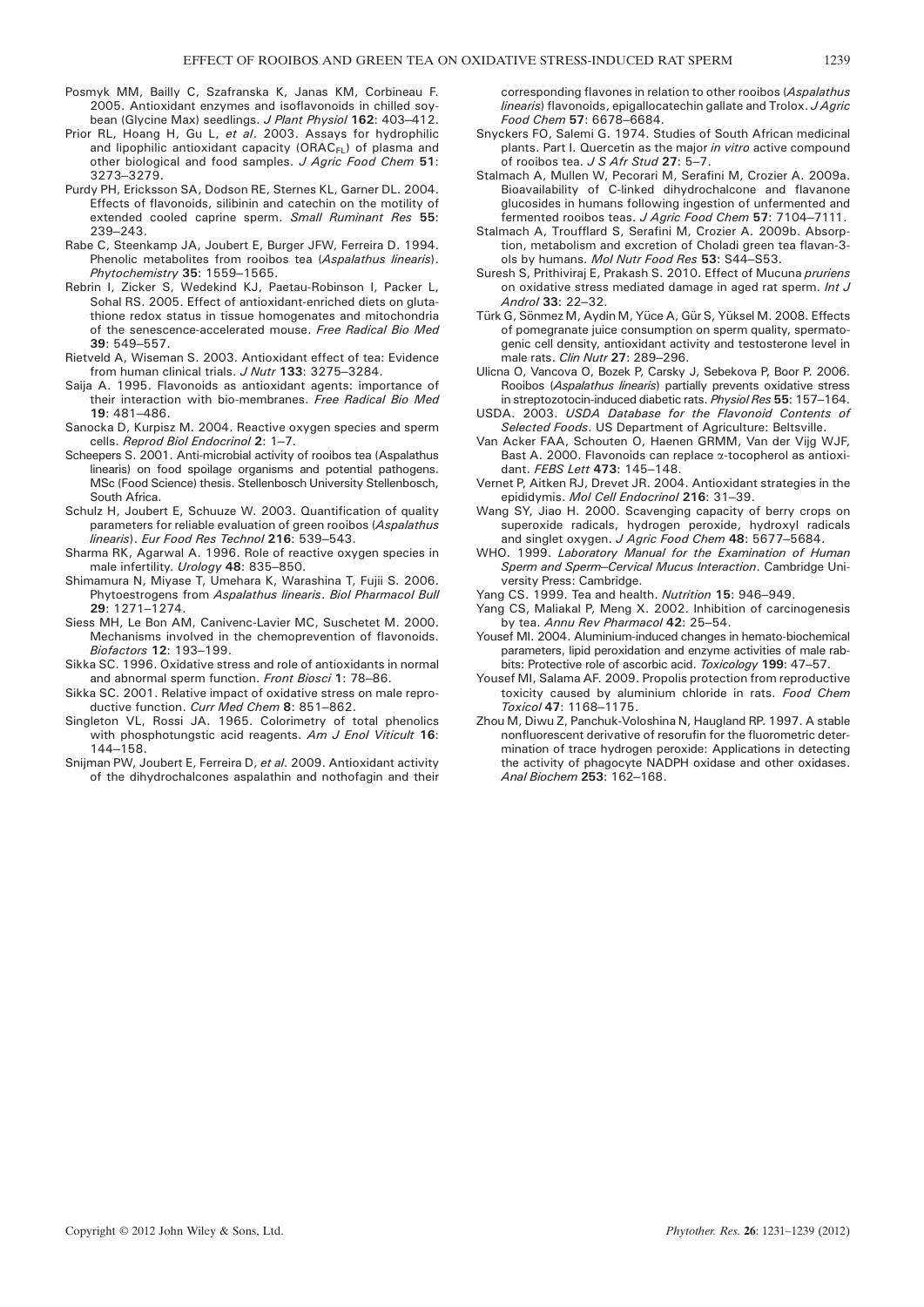Posmyk MM, Bailly C, Szafranska K, Janas KM, Corbineau F. 2005. Antioxidant enzymes and isoflavonoids in chilled soybean (Glycine Max) seedlings. *J Plant Physiol* **162**: 403–412.

Prior RL, Hoang H, Gu L, *et al*. 2003. Assays for hydrophilic and lipophilic antioxidant capacity ($ORAC_{FL}$) of plasma and other biological and food samples. *J Agric Food Chem* **51**: 3273–3279.

Purdy PH, Ericksson SA, Dodson RE, Sternes KL, Garner DL. 2004. Effects of flavonoids, silibinin and catechin on the motility of extended cooled caprine sperm. *Small Ruminant Res* **55**: 239–243.

Rabe C, Steenkamp JA, Joubert E, Burger JFW, Ferreira D. 1994. Phenolic metabolites from rooibos tea (*Aspalathus linearis*). *Phytochemistry* **35**: 1559–1565.

Rebrin I, Zicker S, Wedekind KJ, Paetau-Robinson I, Packer L, Sohal RS. 2005. Effect of antioxidant-enriched diets on glutathione redox status in tissue homogenates and mitochondria of the senescence-accelerated mouse. *Free Radical Bio Med* **39**: 549–557.

Rietveld A, Wiseman S. 2003. Antioxidant effect of tea: Evidence from human clinical trials. *J Nutr* **133**: 3275–3284.

Saija A. 1995. Flavonoids as antioxidant agents: importance of their interaction with bio-membranes. *Free Radical Bio Med* **19**: 481–486.

Sanocka D, Kurpisz M. 2004. Reactive oxygen species and sperm cells. *Reprod Biol Endocrinol* **2**: 1–7.

Scheepers S. 2001. Anti-microbial activity of rooibos tea (Aspalathus linearis) on food spoilage organisms and potential pathogens. MSc (Food Science) thesis. Stellenbosch University Stellenbosch, South Africa.

Schulz H, Joubert E, Schuuze W. 2003. Quantification of quality parameters for reliable evaluation of green rooibos (*Aspalathus linearis*). *Eur Food Res Technol* **216**: 539–543.

Sharma RK, Agarwal A. 1996. Role of reactive oxygen species in male infertility. *Urology* **48**: 835–850.

Shimamura N, Miyase T, Umehara K, Warashina T, Fujii S. 2006. Phytoestrogens from *Aspalathus linearis*. *Biol Pharmacol Bull* **29**: 1271–1274.

Siess MH, Le Bon AM, Canivenc-Lavier MC, Suschetet M. 2000. Mechanisms involved in the chemoprevention of flavonoids. *Biofactors* **12**: 193–199.

Sikka SC. 1996. Oxidative stress and role of antioxidants in normal and abnormal sperm function. *Front Biosci* **1**: 78–86.

Sikka SC. 2001. Relative impact of oxidative stress on male reproductive function. *Curr Med Chem* **8**: 851–862.

Singleton VL, Rossi JA. 1965. Colorimetry of total phenolics with phosphotungstic acid reagents. *Am J Enol Viticult* **16**: 144–158.

Snijman PW, Joubert E, Ferreira D, *et al*. 2009. Antioxidant activity of the dihydrochalcones aspalathin and nothofagin and their corresponding flavones in relation to other rooibos (*Aspalathus linearis*) flavonoids, epigallocatechin gallate and Trolox. *J Agric Food Chem* **57**: 6678–6684.

Snyckers FO, Salemi G. 1974. Studies of South African medicinal plants. Part I. Quercetin as the major *in vitro* active compound of rooibos tea. *J S Afr Stud* **27**: 5–7.

Stalmach A, Mullen W, Pecorari M, Serafini M, Crozier A. 2009a. Bioavailability of C-linked dihydrochalcone and flavanone glucosides in humans following ingestion of unfermented and fermented rooibos teas. *J Agric Food Chem* **57**: 7104–7111.

Stalmach A, Troufflard S, Serafini M, Crozier A. 2009b. Absorption, metabolism and excretion of Choladi green tea flavan-3-ols by humans. *Mol Nutr Food Res* **53**: S44–S53.

Suresh S, Prithiviraj E, Prakash S. 2010. Effect of Mucuna *pruriens* on oxidative stress mediated damage in aged rat sperm. *Int J Androl* **33**: 22–32.

Türk G, Sönmez M, Aydin M, Yüce A, Gür S, Yüksel M. 2008. Effects of pomegranate juice consumption on sperm quality, spermatogenic cell density, antioxidant activity and testosterone level in male rats. *Clin Nutr* **27**: 289–296.

Ulicna O, Vancova O, Bozek P, Carsky J, Sebekova P, Boor P. 2006. Rooibos (*Aspalathus linearis*) partially prevents oxidative stress in streptozotocin-induced diabetic rats. *Physiol Res* **55**: 157–164.

USDA. 2003. *USDA Database for the Flavonoid Contents of Selected Foods*. US Department of Agriculture: Beltsville.

Van Acker FAA, Schouten O, Haenen GRMM, Van der Vijg WJF, Bast A. 2000. Flavonoids can replace α-tocopherol as antioxidant. *FEBS Lett* **473**: 145–148.

Vernet P, Aitken RJ, Drevet JR. 2004. Antioxidant strategies in the epididymis. *Mol Cell Endocrinol* **216**: 31–39.

Wang SY, Jiao H. 2000. Scavenging capacity of berry crops on superoxide radicals, hydrogen peroxide, hydroxyl radicals and singlet oxygen. *J Agric Food Chem* **48**: 5677–5684.

WHO. 1999. *Laboratory Manual for the Examination of Human Sperm and Sperm–Cervical Mucus Interaction*. Cambridge University Press: Cambridge.

Yang CS. 1999. Tea and health. *Nutrition* **15**: 946–949.

Yang CS, Maliakal P, Meng X. 2002. Inhibition of carcinogenesis by tea. *Annu Rev Pharmacol* **42**: 25–54.

Yousef MI. 2004. Aluminium-induced changes in hemato-biochemical parameters, lipid peroxidation and enzyme activities of male rabbits: Protective role of ascorbic acid. *Toxicology* **199**: 47–57.

Yousef MI, Salama AF. 2009. Propolis protection from reproductive toxicity caused by aluminium chloride in rats. *Food Chem Toxicol* **47**: 1168–1175.

Zhou M, Diwu Z, Panchuk-Voloshina N, Haugland RP. 1997. A stable nonfluorescent derivative of resorufin for the fluorometric determination of trace hydrogen peroxide: Applications in detecting the activity of phagocyte NADPH oxidase and other oxidases. *Anal Biochem* **253**: 162–168.